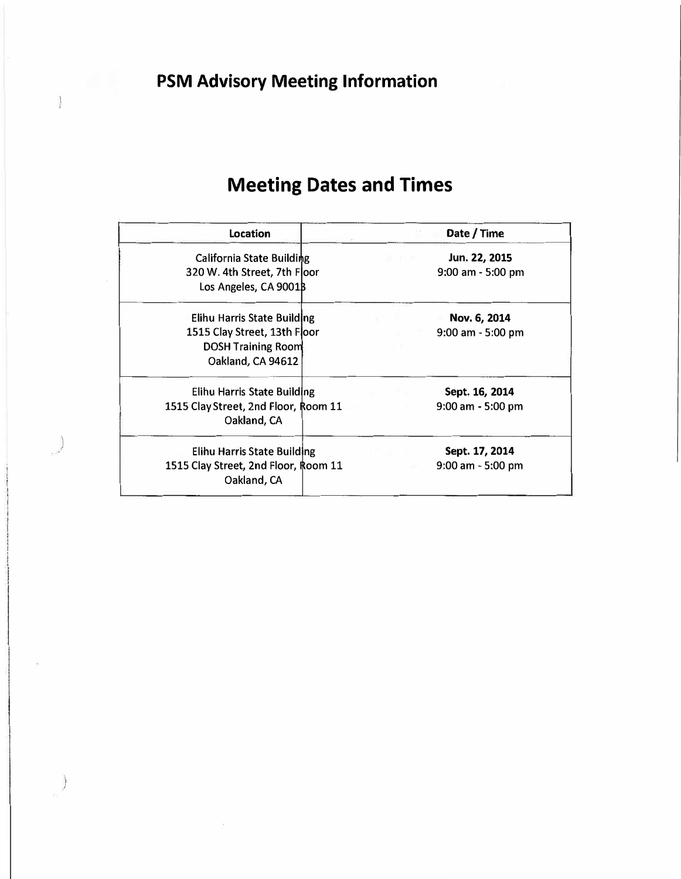## PSM Advisory Meeting Information

# Meeting Dates and Times

| Location | Date / Time |
|---|---|
| California State Building<br>320 W. 4th Street, 7th Floor<br>Los Angeles, CA 90013 | **Jun. 22, 2015**<br>9:00 am - 5:00 pm |
| Elihu Harris State Building<br>1515 Clay Street, 13th Floor<br>DOSH Training Room<br>Oakland, CA 94612 | **Nov. 6, 2014**<br>9:00 am - 5:00 pm |
| Elihu Harris State Building<br>1515 Clay Street, 2nd Floor, Room 11<br>Oakland, CA | **Sept. 16, 2014**<br>9:00 am - 5:00 pm |
| Elihu Harris State Building<br>1515 Clay Street, 2nd Floor, Room 11<br>Oakland, CA | **Sept. 17, 2014**<br>9:00 am - 5:00 pm |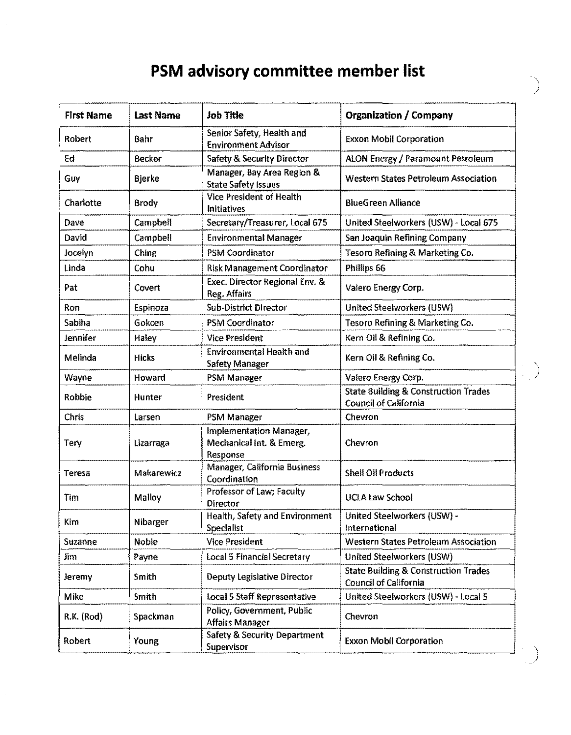# PSM advisory committee member list

| First Name | Last Name | Job Title | Organization / Company |
|---|---|---|---|
| Robert | Bahr | Senior Safety, Health and Environment Advisor | Exxon Mobil Corporation |
| Ed | Becker | Safety & Security Director | ALON Energy / Paramount Petroleum |
| Guy | Bjerke | Manager, Bay Area Region & State Safety Issues | Western States Petroleum Association |
| Charlotte | Brody | Vice President of Health Initiatives | BlueGreen Alliance |
| Dave | Campbell | Secretary/Treasurer, Local 675 | United Steelworkers (USW) - Local 675 |
| David | Campbell | Environmental Manager | San Joaquin Refining Company |
| Jocelyn | Ching | PSM Coordinator | Tesoro Refining & Marketing Co. |
| Linda | Cohu | Risk Management Coordinator | Phillips 66 |
| Pat | Covert | Exec. Director Regional Env. & Reg. Affairs | Valero Energy Corp. |
| Ron | Espinoza | Sub-District Director | United Steelworkers (USW) |
| Sabiha | Gokcen | PSM Coordinator | Tesoro Refining & Marketing Co. |
| Jennifer | Haley | Vice President | Kern Oil & Refining Co. |
| Melinda | Hicks | Environmental Health and Safety Manager | Kern Oil & Refining Co. |
| Wayne | Howard | PSM Manager | Valero Energy Corp. |
| Robbie | Hunter | President | State Building & Construction Trades Council of California |
| Chris | Larsen | PSM Manager | Chevron |
| Tery | Lizarraga | Implementation Manager, Mechanical Int. & Emerg. Response | Chevron |
| Teresa | Makarewicz | Manager, California Business Coordination | Shell Oil Products |
| Tim | Malloy | Professor of Law; Faculty Director | UCLA Law School |
| Kim | Nibarger | Health, Safety and Environment Specialist | United Steelworkers (USW) - International |
| Suzanne | Noble | Vice President | Western States Petroleum Association |
| Jim | Payne | Local 5 Financial Secretary | United Steelworkers (USW) |
| Jeremy | Smith | Deputy Legislative Director | State Building & Construction Trades Council of California |
| Mike | Smith | Local 5 Staff Representative | United Steelworkers (USW) - Local 5 |
| R.K. (Rod) | Spackman | Policy, Government, Public Affairs Manager | Chevron |
| Robert | Young | Safety & Security Department Supervisor | Exxon Mobil Corporation |